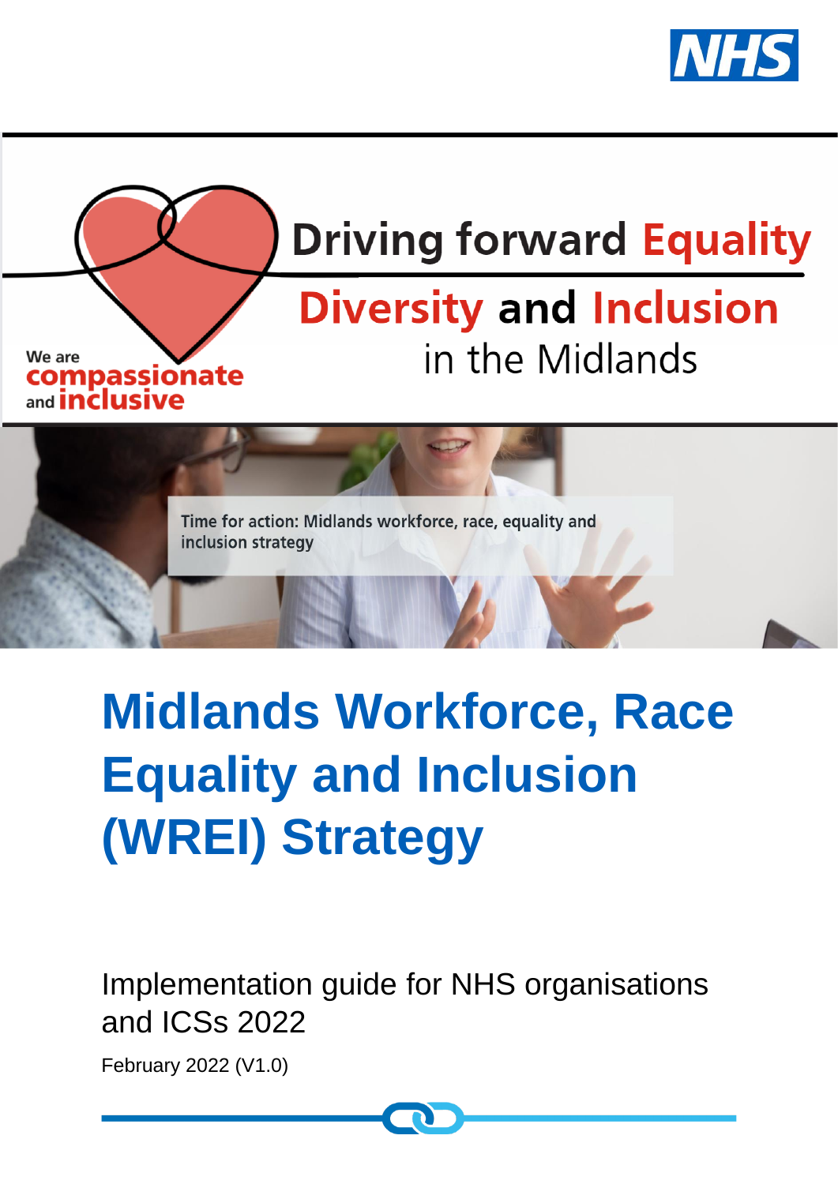NHS

Driving forward Equality Diversity and Inclusion in the Midlands

We are compassionate and inclusive

Time for action: Midlands workforce, race, equality and inclusion strategy

# Midlands Workforce, Race Equality and Inclusion (WREI) Strategy

Implementation guide for NHS organisations and ICSs 2022

February 2022 (V1.0)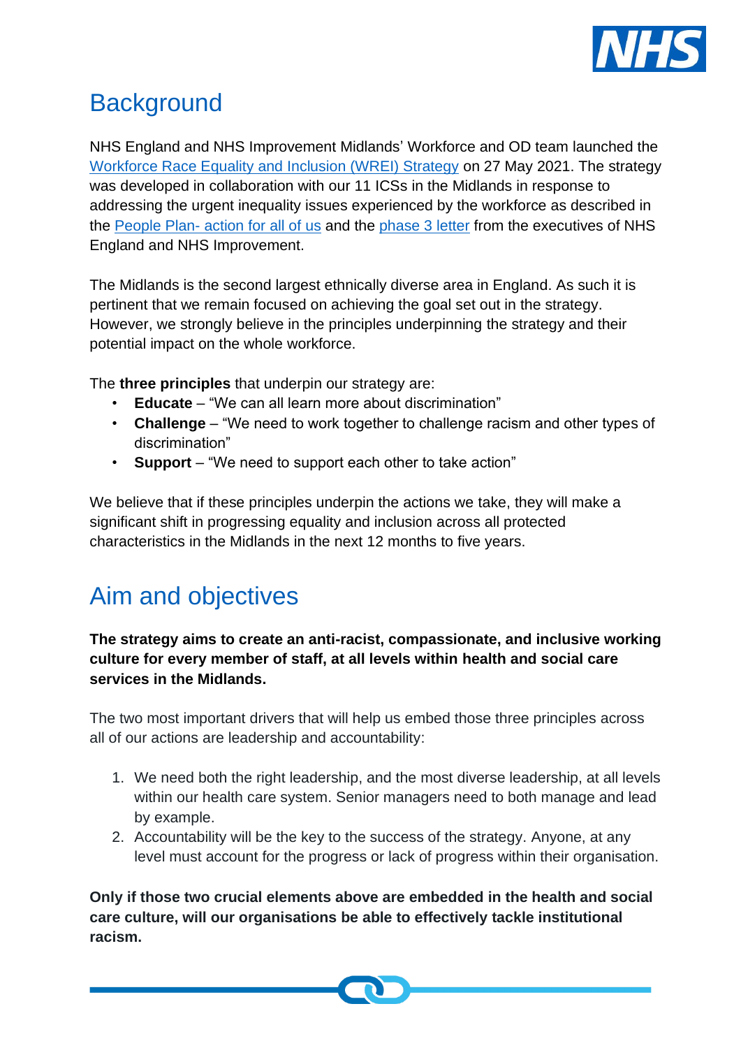# Background

NHS England and NHS Improvement Midlands' Workforce and OD team launched the [Workforce Race Equality and Inclusion (WREI) Strategy] on 27 May 2021. The strategy was developed in collaboration with our 11 ICSs in the Midlands in response to addressing the urgent inequality issues experienced by the workforce as described in the [People Plan- action for all of us] and the [phase 3 letter] from the executives of NHS England and NHS Improvement.

The Midlands is the second largest ethnically diverse area in England. As such it is pertinent that we remain focused on achieving the goal set out in the strategy. However, we strongly believe in the principles underpinning the strategy and their potential impact on the whole workforce.

The **three principles** that underpin our strategy are:

- **Educate** – "We can all learn more about discrimination"
- **Challenge** – "We need to work together to challenge racism and other types of discrimination"
- **Support** – "We need to support each other to take action"

We believe that if these principles underpin the actions we take, they will make a significant shift in progressing equality and inclusion across all protected characteristics in the Midlands in the next 12 months to five years.

# Aim and objectives

**The strategy aims to create an anti-racist, compassionate, and inclusive working culture for every member of staff, at all levels within health and social care services in the Midlands.**

The two most important drivers that will help us embed those three principles across all of our actions are leadership and accountability:

1. We need both the right leadership, and the most diverse leadership, at all levels within our health care system. Senior managers need to both manage and lead by example.
2. Accountability will be the key to the success of the strategy. Anyone, at any level must account for the progress or lack of progress within their organisation.

**Only if those two crucial elements above are embedded in the health and social care culture, will our organisations be able to effectively tackle institutional racism.**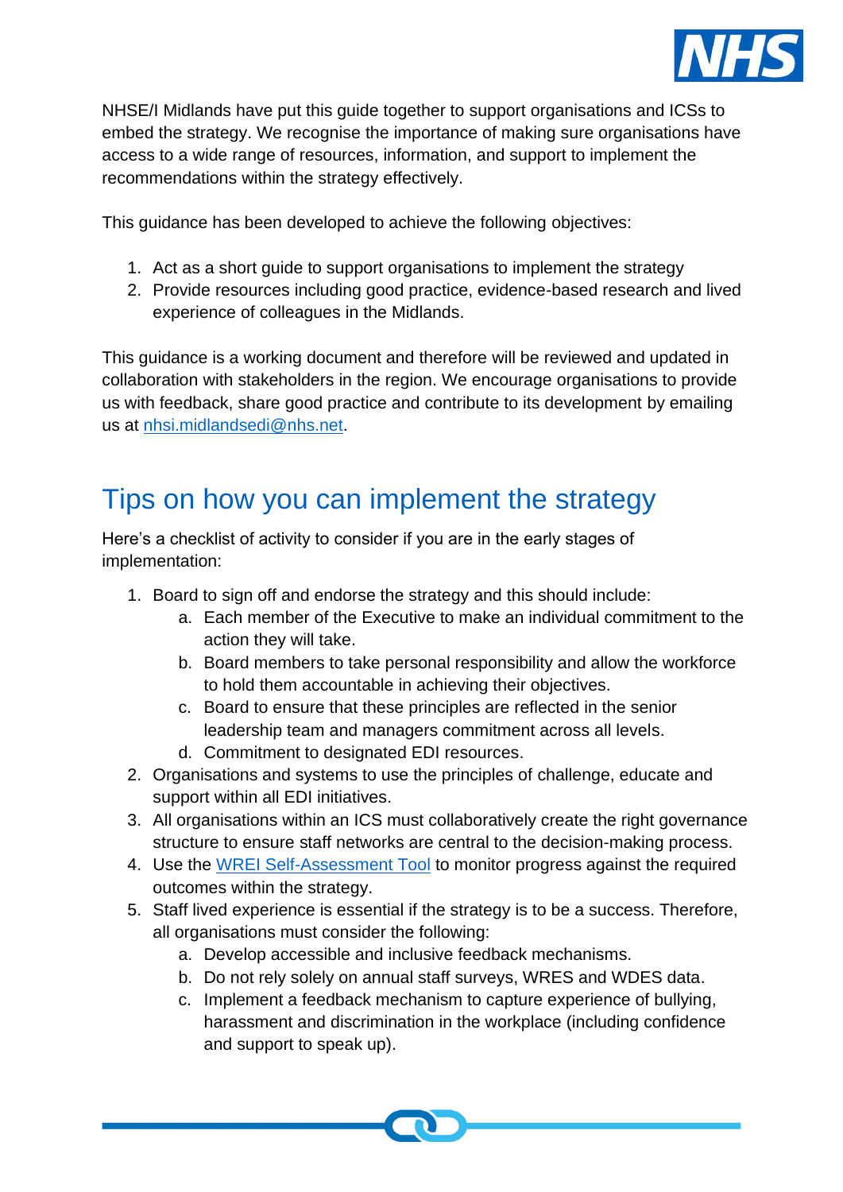NHSE/I Midlands have put this guide together to support organisations and ICSs to embed the strategy. We recognise the importance of making sure organisations have access to a wide range of resources, information, and support to implement the recommendations within the strategy effectively.

This guidance has been developed to achieve the following objectives:

1. Act as a short guide to support organisations to implement the strategy
2. Provide resources including good practice, evidence-based research and lived experience of colleagues in the Midlands.

This guidance is a working document and therefore will be reviewed and updated in collaboration with stakeholders in the region. We encourage organisations to provide us with feedback, share good practice and contribute to its development by emailing us at [nhsi.midlandsedi@nhs.net](mailto:nhsi.midlandsedi@nhs.net).

## Tips on how you can implement the strategy

Here's a checklist of activity to consider if you are in the early stages of implementation:

1. Board to sign off and endorse the strategy and this should include:
    a. Each member of the Executive to make an individual commitment to the action they will take.
    b. Board members to take personal responsibility and allow the workforce to hold them accountable in achieving their objectives.
    c. Board to ensure that these principles are reflected in the senior leadership team and managers commitment across all levels.
    d. Commitment to designated EDI resources.
2. Organisations and systems to use the principles of challenge, educate and support within all EDI initiatives.
3. All organisations within an ICS must collaboratively create the right governance structure to ensure staff networks are central to the decision-making process.
4. Use the WREI Self-Assessment Tool to monitor progress against the required outcomes within the strategy.
5. Staff lived experience is essential if the strategy is to be a success. Therefore, all organisations must consider the following:
    a. Develop accessible and inclusive feedback mechanisms.
    b. Do not rely solely on annual staff surveys, WRES and WDES data.
    c. Implement a feedback mechanism to capture experience of bullying, harassment and discrimination in the workplace (including confidence and support to speak up).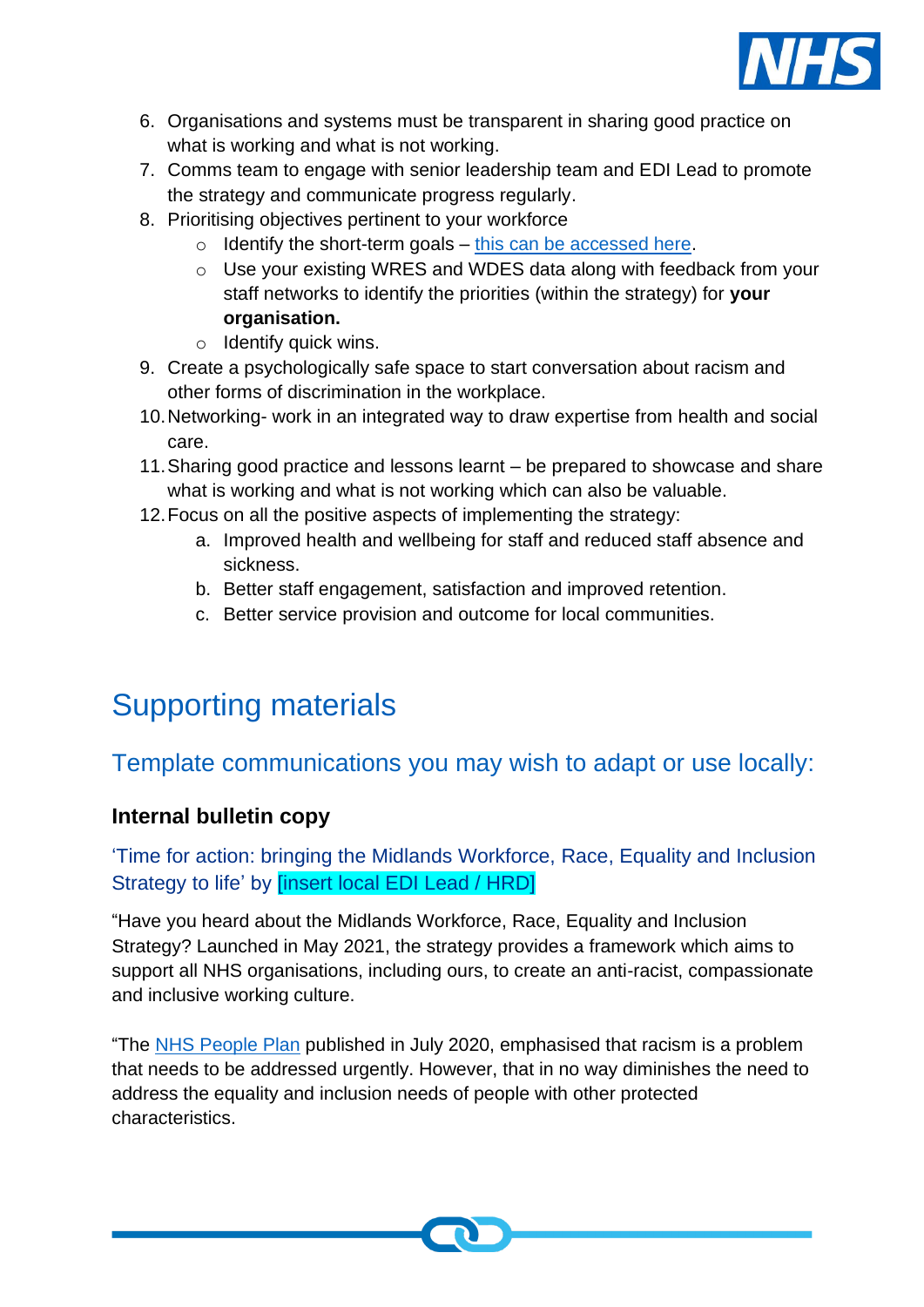6. Organisations and systems must be transparent in sharing good practice on what is working and what is not working.
7. Comms team to engage with senior leadership team and EDI Lead to promote the strategy and communicate progress regularly.
8. Prioritising objectives pertinent to your workforce
    - Identify the short-term goals – this can be accessed here.
    - Use your existing WRES and WDES data along with feedback from your staff networks to identify the priorities (within the strategy) for **your organisation.**
    - Identify quick wins.
9. Create a psychologically safe space to start conversation about racism and other forms of discrimination in the workplace.
10. Networking- work in an integrated way to draw expertise from health and social care.
11. Sharing good practice and lessons learnt – be prepared to showcase and share what is working and what is not working which can also be valuable.
12. Focus on all the positive aspects of implementing the strategy:
    a. Improved health and wellbeing for staff and reduced staff absence and sickness.
    b. Better staff engagement, satisfaction and improved retention.
    c. Better service provision and outcome for local communities.

# Supporting materials

## Template communications you may wish to adapt or use locally:

### Internal bulletin copy

'Time for action: bringing the Midlands Workforce, Race, Equality and Inclusion Strategy to life' by [insert local EDI Lead / HRD]

"Have you heard about the Midlands Workforce, Race, Equality and Inclusion Strategy? Launched in May 2021, the strategy provides a framework which aims to support all NHS organisations, including ours, to create an anti-racist, compassionate and inclusive working culture.

"The NHS People Plan published in July 2020, emphasised that racism is a problem that needs to be addressed urgently. However, that in no way diminishes the need to address the equality and inclusion needs of people with other protected characteristics.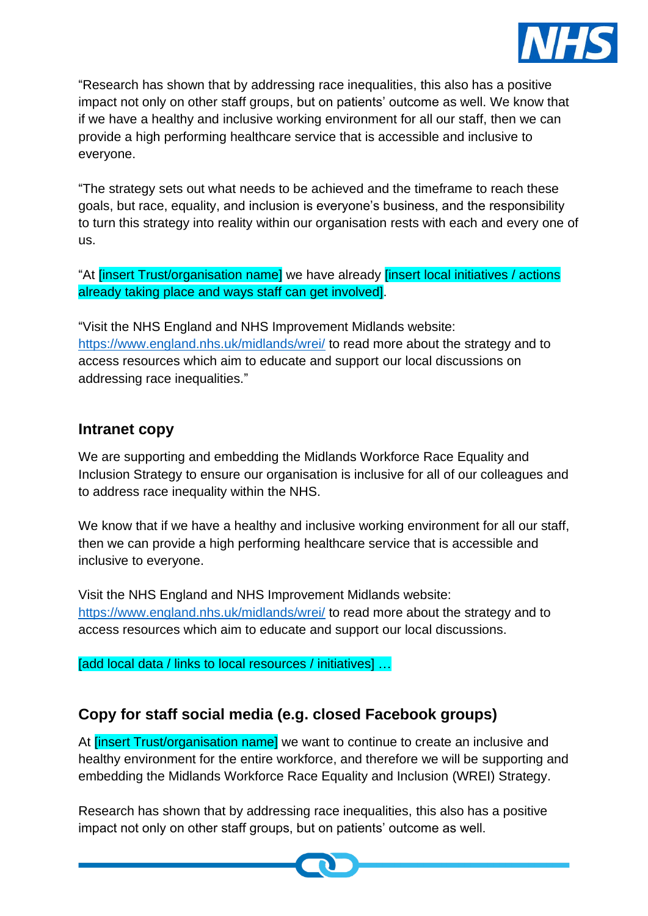"Research has shown that by addressing race inequalities, this also has a positive impact not only on other staff groups, but on patients' outcome as well. We know that if we have a healthy and inclusive working environment for all our staff, then we can provide a high performing healthcare service that is accessible and inclusive to everyone.

"The strategy sets out what needs to be achieved and the timeframe to reach these goals, but race, equality, and inclusion is everyone's business, and the responsibility to turn this strategy into reality within our organisation rests with each and every one of us.

"At [insert Trust/organisation name] we have already [insert local initiatives / actions already taking place and ways staff can get involved].

"Visit the NHS England and NHS Improvement Midlands website: https://www.england.nhs.uk/midlands/wrei/ to read more about the strategy and to access resources which aim to educate and support our local discussions on addressing race inequalities."

## Intranet copy

We are supporting and embedding the Midlands Workforce Race Equality and Inclusion Strategy to ensure our organisation is inclusive for all of our colleagues and to address race inequality within the NHS.

We know that if we have a healthy and inclusive working environment for all our staff, then we can provide a high performing healthcare service that is accessible and inclusive to everyone.

Visit the NHS England and NHS Improvement Midlands website: https://www.england.nhs.uk/midlands/wrei/ to read more about the strategy and to access resources which aim to educate and support our local discussions.

[add local data / links to local resources / initiatives] …

## Copy for staff social media (e.g. closed Facebook groups)

At [insert Trust/organisation name] we want to continue to create an inclusive and healthy environment for the entire workforce, and therefore we will be supporting and embedding the Midlands Workforce Race Equality and Inclusion (WREI) Strategy.

Research has shown that by addressing race inequalities, this also has a positive impact not only on other staff groups, but on patients' outcome as well.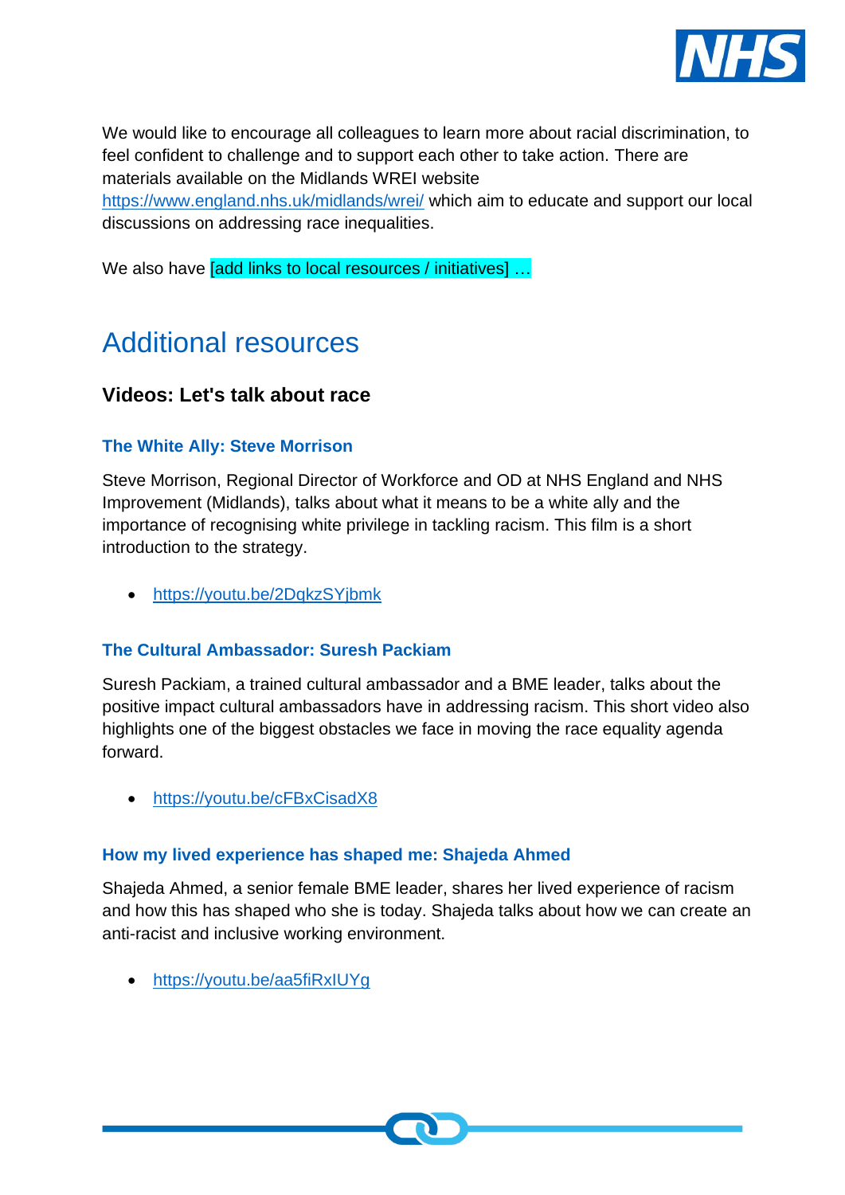We would like to encourage all colleagues to learn more about racial discrimination, to feel confident to challenge and to support each other to take action. There are materials available on the Midlands WREI website https://www.england.nhs.uk/midlands/wrei/ which aim to educate and support our local discussions on addressing race inequalities.

We also have [add links to local resources / initiatives] …

# Additional resources

## Videos: Let's talk about race

### The White Ally: Steve Morrison

Steve Morrison, Regional Director of Workforce and OD at NHS England and NHS Improvement (Midlands), talks about what it means to be a white ally and the importance of recognising white privilege in tackling racism. This film is a short introduction to the strategy.

- https://youtu.be/2DqkzSYjbmk

### The Cultural Ambassador: Suresh Packiam

Suresh Packiam, a trained cultural ambassador and a BME leader, talks about the positive impact cultural ambassadors have in addressing racism. This short video also highlights one of the biggest obstacles we face in moving the race equality agenda forward.

- https://youtu.be/cFBxCisadX8

### How my lived experience has shaped me: Shajeda Ahmed

Shajeda Ahmed, a senior female BME leader, shares her lived experience of racism and how this has shaped who she is today. Shajeda talks about how we can create an anti-racist and inclusive working environment.

- https://youtu.be/aa5fiRxIUYg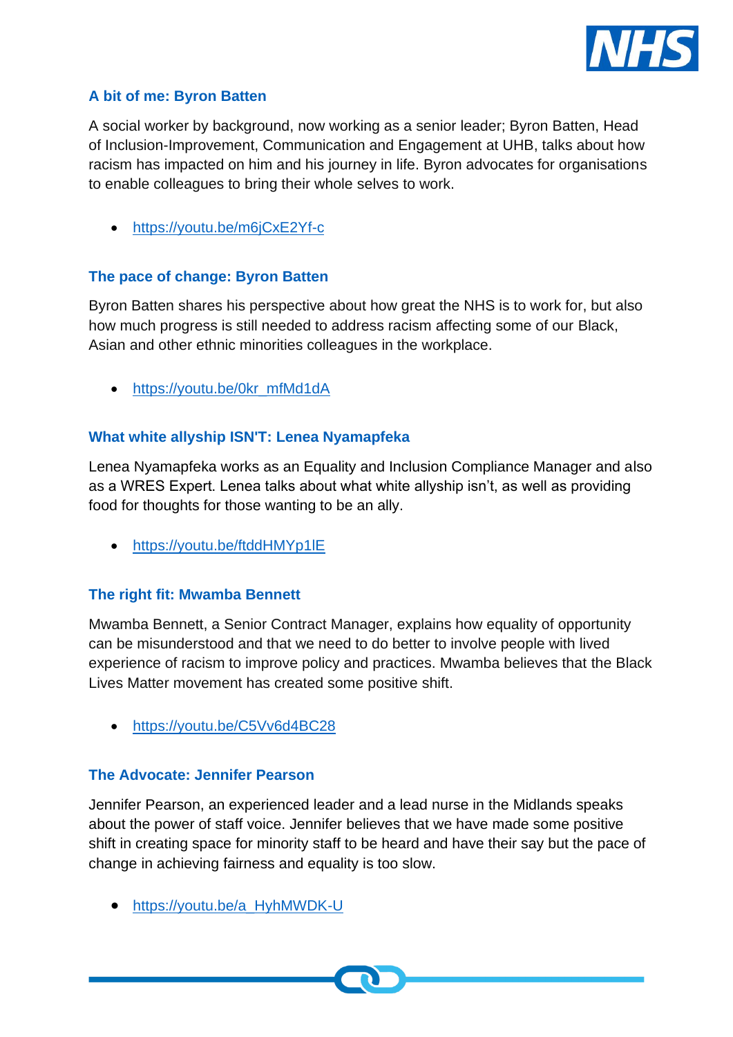### A bit of me: Byron Batten

A social worker by background, now working as a senior leader; Byron Batten, Head of Inclusion-Improvement, Communication and Engagement at UHB, talks about how racism has impacted on him and his journey in life. Byron advocates for organisations to enable colleagues to bring their whole selves to work.

- https://youtu.be/m6jCxE2Yf-c

### The pace of change: Byron Batten

Byron Batten shares his perspective about how great the NHS is to work for, but also how much progress is still needed to address racism affecting some of our Black, Asian and other ethnic minorities colleagues in the workplace.

- https://youtu.be/0kr_mfMd1dA

### What white allyship ISN'T: Lenea Nyamapfeka

Lenea Nyamapfeka works as an Equality and Inclusion Compliance Manager and also as a WRES Expert. Lenea talks about what white allyship isn't, as well as providing food for thoughts for those wanting to be an ally.

- https://youtu.be/ftddHMYp1lE

### The right fit: Mwamba Bennett

Mwamba Bennett, a Senior Contract Manager, explains how equality of opportunity can be misunderstood and that we need to do better to involve people with lived experience of racism to improve policy and practices. Mwamba believes that the Black Lives Matter movement has created some positive shift.

- https://youtu.be/C5Vv6d4BC28

### The Advocate: Jennifer Pearson

Jennifer Pearson, an experienced leader and a lead nurse in the Midlands speaks about the power of staff voice. Jennifer believes that we have made some positive shift in creating space for minority staff to be heard and have their say but the pace of change in achieving fairness and equality is too slow.

- https://youtu.be/a_HyhMWDK-U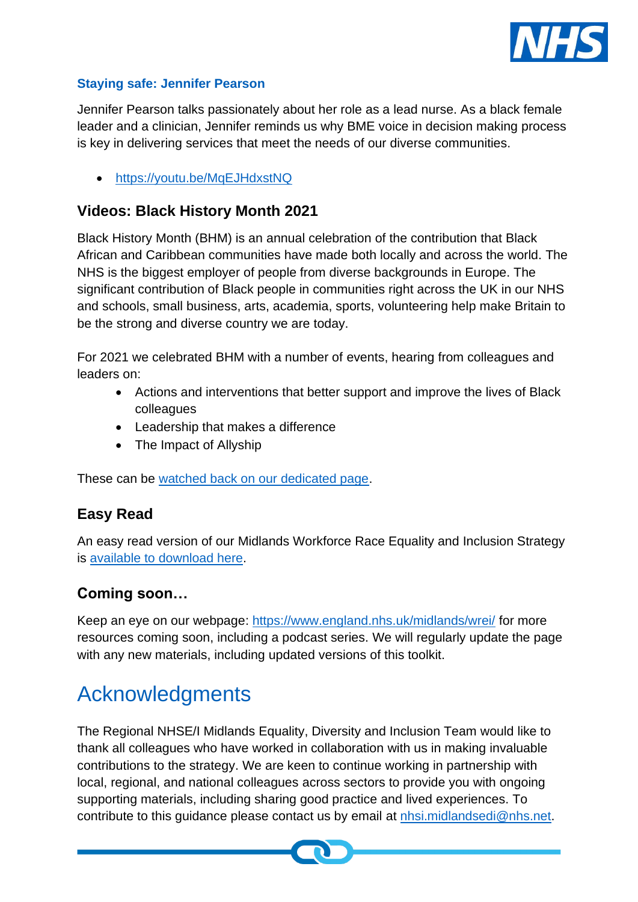**Staying safe: Jennifer Pearson**

Jennifer Pearson talks passionately about her role as a lead nurse. As a black female leader and a clinician, Jennifer reminds us why BME voice in decision making process is key in delivering services that meet the needs of our diverse communities.

- https://youtu.be/MqEJHdxstNQ

### Videos: Black History Month 2021

Black History Month (BHM) is an annual celebration of the contribution that Black African and Caribbean communities have made both locally and across the world. The NHS is the biggest employer of people from diverse backgrounds in Europe. The significant contribution of Black people in communities right across the UK in our NHS and schools, small business, arts, academia, sports, volunteering help make Britain to be the strong and diverse country we are today.

For 2021 we celebrated BHM with a number of events, hearing from colleagues and leaders on:

- Actions and interventions that better support and improve the lives of Black colleagues
- Leadership that makes a difference
- The Impact of Allyship

These can be watched back on our dedicated page.

### Easy Read

An easy read version of our Midlands Workforce Race Equality and Inclusion Strategy is available to download here.

### Coming soon…

Keep an eye on our webpage: https://www.england.nhs.uk/midlands/wrei/ for more resources coming soon, including a podcast series. We will regularly update the page with any new materials, including updated versions of this toolkit.

## Acknowledgments

The Regional NHSE/I Midlands Equality, Diversity and Inclusion Team would like to thank all colleagues who have worked in collaboration with us in making invaluable contributions to the strategy. We are keen to continue working in partnership with local, regional, and national colleagues across sectors to provide you with ongoing supporting materials, including sharing good practice and lived experiences. To contribute to this guidance please contact us by email at nhsi.midlandsedi@nhs.net.